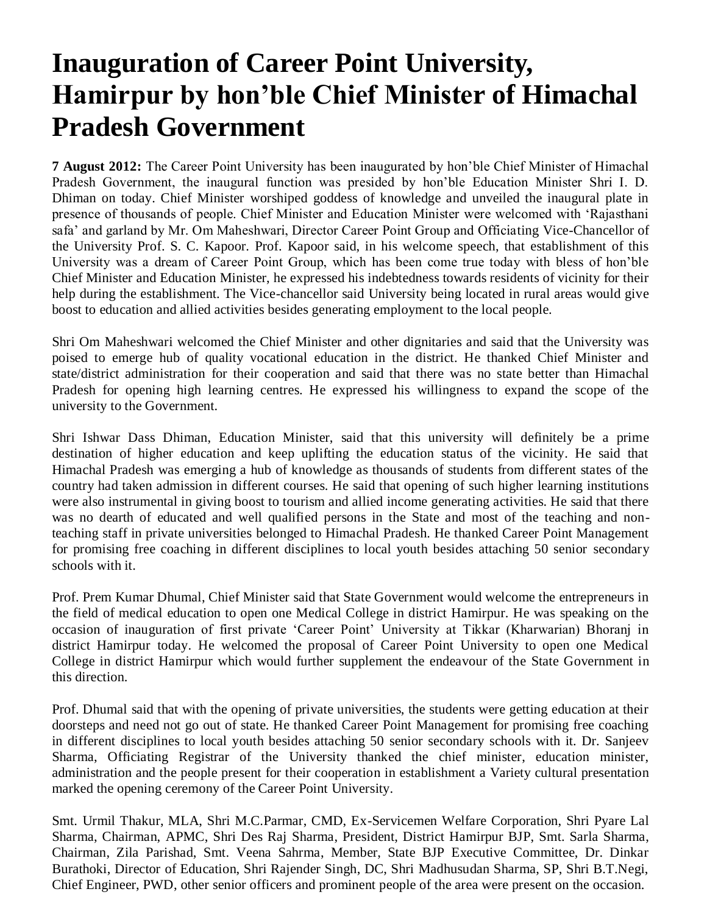# Inauguration of Career Point University, Hamirpur by hon'ble Chief Minister of Himachal Pradesh Government

**7 August 2012:** The Career Point University has been inaugurated by hon'ble Chief Minister of Himachal Pradesh Government, the inaugural function was presided by hon'ble Education Minister Shri I. D. Dhiman on today. Chief Minister worshiped goddess of knowledge and unveiled the inaugural plate in presence of thousands of people. Chief Minister and Education Minister were welcomed with 'Rajasthani safa' and garland by Mr. Om Maheshwari, Director Career Point Group and Officiating Vice-Chancellor of the University Prof. S. C. Kapoor. Prof. Kapoor said, in his welcome speech, that establishment of this University was a dream of Career Point Group, which has been come true today with bless of hon'ble Chief Minister and Education Minister, he expressed his indebtedness towards residents of vicinity for their help during the establishment. The Vice-chancellor said University being located in rural areas would give boost to education and allied activities besides generating employment to the local people.

Shri Om Maheshwari welcomed the Chief Minister and other dignitaries and said that the University was poised to emerge hub of quality vocational education in the district. He thanked Chief Minister and state/district administration for their cooperation and said that there was no state better than Himachal Pradesh for opening high learning centres. He expressed his willingness to expand the scope of the university to the Government.

Shri Ishwar Dass Dhiman, Education Minister, said that this university will definitely be a prime destination of higher education and keep uplifting the education status of the vicinity. He said that Himachal Pradesh was emerging a hub of knowledge as thousands of students from different states of the country had taken admission in different courses. He said that opening of such higher learning institutions were also instrumental in giving boost to tourism and allied income generating activities. He said that there was no dearth of educated and well qualified persons in the State and most of the teaching and non-teaching staff in private universities belonged to Himachal Pradesh. He thanked Career Point Management for promising free coaching in different disciplines to local youth besides attaching 50 senior secondary schools with it.

Prof. Prem Kumar Dhumal, Chief Minister said that State Government would welcome the entrepreneurs in the field of medical education to open one Medical College in district Hamirpur. He was speaking on the occasion of inauguration of first private 'Career Point' University at Tikkar (Kharwarian) Bhoranj in district Hamirpur today. He welcomed the proposal of Career Point University to open one Medical College in district Hamirpur which would further supplement the endeavour of the State Government in this direction.

Prof. Dhumal said that with the opening of private universities, the students were getting education at their doorsteps and need not go out of state. He thanked Career Point Management for promising free coaching in different disciplines to local youth besides attaching 50 senior secondary schools with it. Dr. Sanjeev Sharma, Officiating Registrar of the University thanked the chief minister, education minister, administration and the people present for their cooperation in establishment a Variety cultural presentation marked the opening ceremony of the Career Point University.

Smt. Urmil Thakur, MLA, Shri M.C.Parmar, CMD, Ex-Servicemen Welfare Corporation, Shri Pyare Lal Sharma, Chairman, APMC, Shri Des Raj Sharma, President, District Hamirpur BJP, Smt. Sarla Sharma, Chairman, Zila Parishad, Smt. Veena Sahrma, Member, State BJP Executive Committee, Dr. Dinkar Burathoki, Director of Education, Shri Rajender Singh, DC, Shri Madhusudan Sharma, SP, Shri B.T.Negi, Chief Engineer, PWD, other senior officers and prominent people of the area were present on the occasion.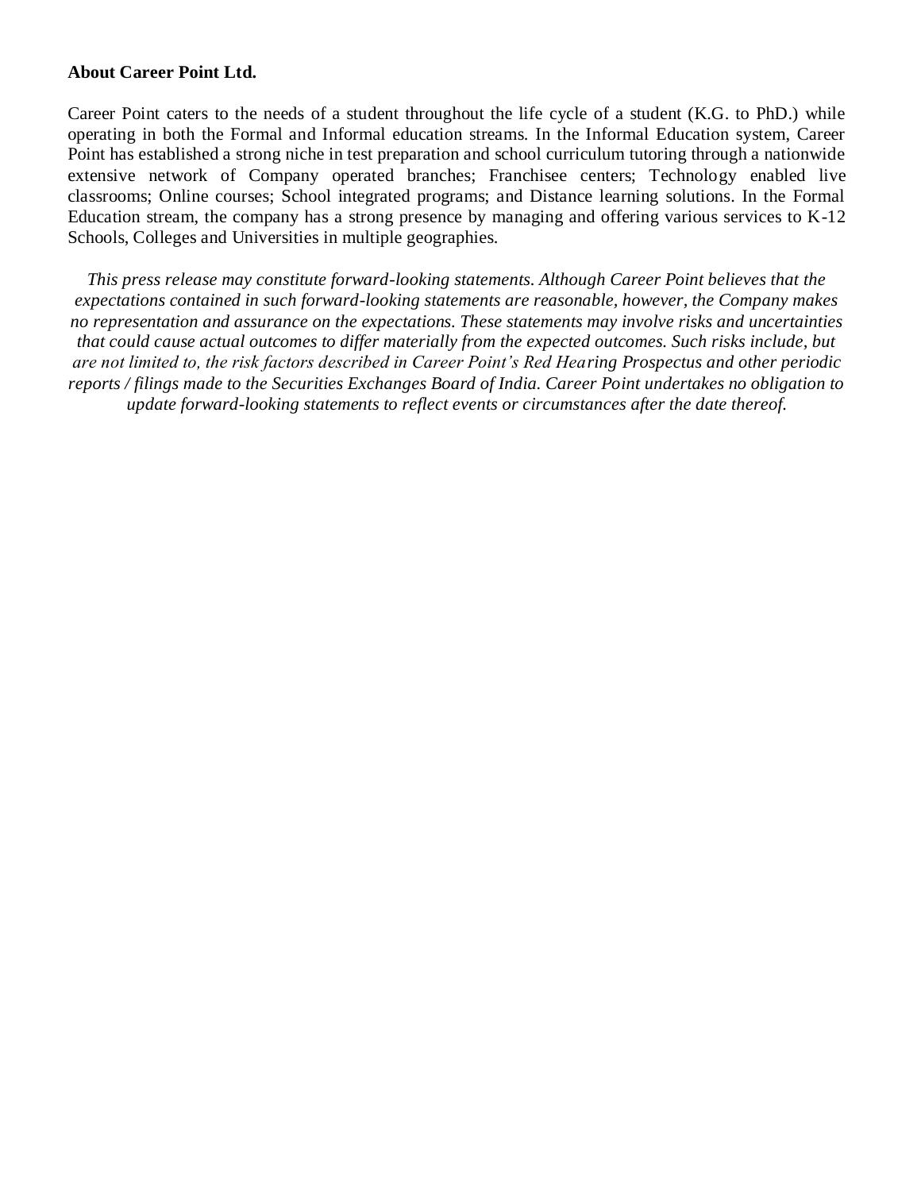**About Career Point Ltd.**

Career Point caters to the needs of a student throughout the life cycle of a student (K.G. to PhD.) while operating in both the Formal and Informal education streams. In the Informal Education system, Career Point has established a strong niche in test preparation and school curriculum tutoring through a nationwide extensive network of Company operated branches; Franchisee centers; Technology enabled live classrooms; Online courses; School integrated programs; and Distance learning solutions. In the Formal Education stream, the company has a strong presence by managing and offering various services to K-12 Schools, Colleges and Universities in multiple geographies.

*This press release may constitute forward-looking statements. Although Career Point believes that the expectations contained in such forward-looking statements are reasonable, however, the Company makes no representation and assurance on the expectations. These statements may involve risks and uncertainties that could cause actual outcomes to differ materially from the expected outcomes. Such risks include, but are not limited to, the risk factors described in Career Point's Red Hearing Prospectus and other periodic reports / filings made to the Securities Exchanges Board of India. Career Point undertakes no obligation to update forward-looking statements to reflect events or circumstances after the date thereof.*